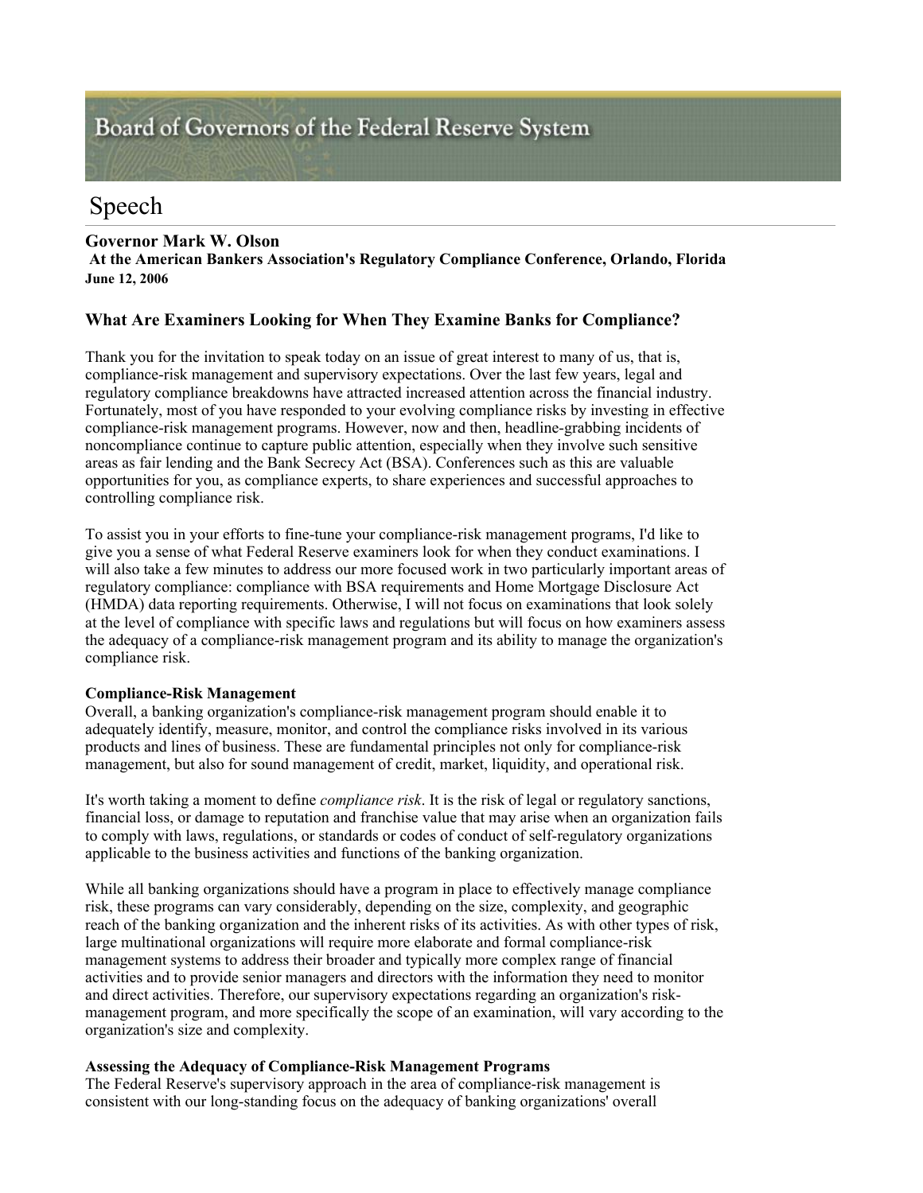# Board of Governors of the Federal Reserve System

## Speech

**Governor Mark W. Olson**
**At the American Bankers Association's Regulatory Compliance Conference, Orlando, Florida**
**June 12, 2006**

### What Are Examiners Looking for When They Examine Banks for Compliance?

Thank you for the invitation to speak today on an issue of great interest to many of us, that is, compliance-risk management and supervisory expectations. Over the last few years, legal and regulatory compliance breakdowns have attracted increased attention across the financial industry. Fortunately, most of you have responded to your evolving compliance risks by investing in effective compliance-risk management programs. However, now and then, headline-grabbing incidents of noncompliance continue to capture public attention, especially when they involve such sensitive areas as fair lending and the Bank Secrecy Act (BSA). Conferences such as this are valuable opportunities for you, as compliance experts, to share experiences and successful approaches to controlling compliance risk.

To assist you in your efforts to fine-tune your compliance-risk management programs, I'd like to give you a sense of what Federal Reserve examiners look for when they conduct examinations. I will also take a few minutes to address our more focused work in two particularly important areas of regulatory compliance: compliance with BSA requirements and Home Mortgage Disclosure Act (HMDA) data reporting requirements. Otherwise, I will not focus on examinations that look solely at the level of compliance with specific laws and regulations but will focus on how examiners assess the adequacy of a compliance-risk management program and its ability to manage the organization's compliance risk.

**Compliance-Risk Management**
Overall, a banking organization's compliance-risk management program should enable it to adequately identify, measure, monitor, and control the compliance risks involved in its various products and lines of business. These are fundamental principles not only for compliance-risk management, but also for sound management of credit, market, liquidity, and operational risk.

It's worth taking a moment to define *compliance risk*. It is the risk of legal or regulatory sanctions, financial loss, or damage to reputation and franchise value that may arise when an organization fails to comply with laws, regulations, or standards or codes of conduct of self-regulatory organizations applicable to the business activities and functions of the banking organization.

While all banking organizations should have a program in place to effectively manage compliance risk, these programs can vary considerably, depending on the size, complexity, and geographic reach of the banking organization and the inherent risks of its activities. As with other types of risk, large multinational organizations will require more elaborate and formal compliance-risk management systems to address their broader and typically more complex range of financial activities and to provide senior managers and directors with the information they need to monitor and direct activities. Therefore, our supervisory expectations regarding an organization's risk-management program, and more specifically the scope of an examination, will vary according to the organization's size and complexity.

**Assessing the Adequacy of Compliance-Risk Management Programs**
The Federal Reserve's supervisory approach in the area of compliance-risk management is consistent with our long-standing focus on the adequacy of banking organizations' overall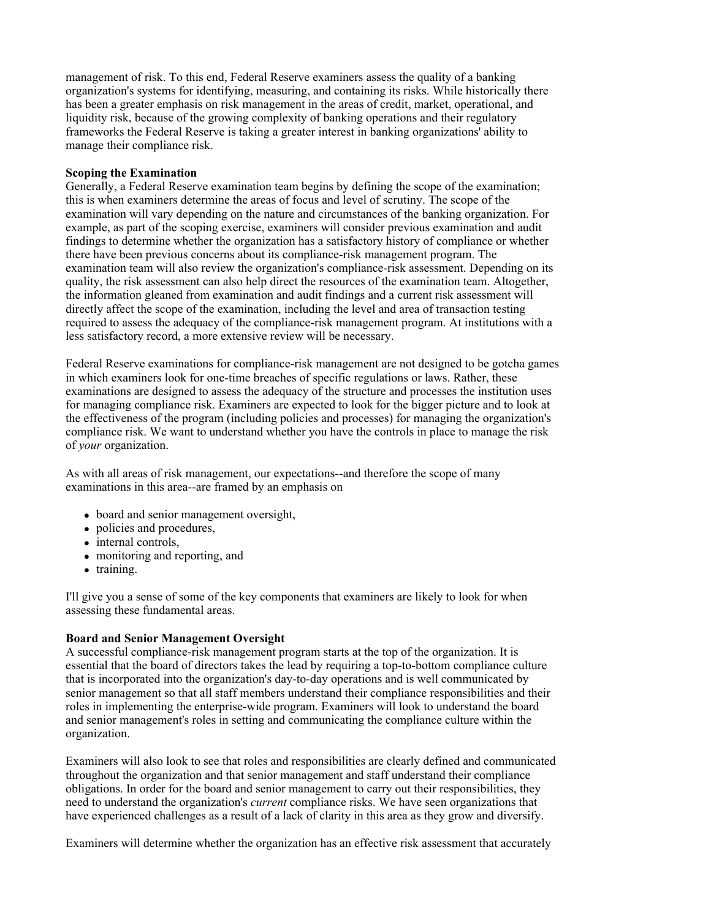management of risk. To this end, Federal Reserve examiners assess the quality of a banking organization's systems for identifying, measuring, and containing its risks. While historically there has been a greater emphasis on risk management in the areas of credit, market, operational, and liquidity risk, because of the growing complexity of banking operations and their regulatory frameworks the Federal Reserve is taking a greater interest in banking organizations' ability to manage their compliance risk.

**Scoping the Examination**

Generally, a Federal Reserve examination team begins by defining the scope of the examination; this is when examiners determine the areas of focus and level of scrutiny. The scope of the examination will vary depending on the nature and circumstances of the banking organization. For example, as part of the scoping exercise, examiners will consider previous examination and audit findings to determine whether the organization has a satisfactory history of compliance or whether there have been previous concerns about its compliance-risk management program. The examination team will also review the organization's compliance-risk assessment. Depending on its quality, the risk assessment can also help direct the resources of the examination team. Altogether, the information gleaned from examination and audit findings and a current risk assessment will directly affect the scope of the examination, including the level and area of transaction testing required to assess the adequacy of the compliance-risk management program. At institutions with a less satisfactory record, a more extensive review will be necessary.

Federal Reserve examinations for compliance-risk management are not designed to be gotcha games in which examiners look for one-time breaches of specific regulations or laws. Rather, these examinations are designed to assess the adequacy of the structure and processes the institution uses for managing compliance risk. Examiners are expected to look for the bigger picture and to look at the effectiveness of the program (including policies and processes) for managing the organization's compliance risk. We want to understand whether you have the controls in place to manage the risk of *your* organization.

As with all areas of risk management, our expectations--and therefore the scope of many examinations in this area--are framed by an emphasis on

- board and senior management oversight,
- policies and procedures,
- internal controls,
- monitoring and reporting, and
- training.

I'll give you a sense of some of the key components that examiners are likely to look for when assessing these fundamental areas.

**Board and Senior Management Oversight**

A successful compliance-risk management program starts at the top of the organization. It is essential that the board of directors takes the lead by requiring a top-to-bottom compliance culture that is incorporated into the organization's day-to-day operations and is well communicated by senior management so that all staff members understand their compliance responsibilities and their roles in implementing the enterprise-wide program. Examiners will look to understand the board and senior management's roles in setting and communicating the compliance culture within the organization.

Examiners will also look to see that roles and responsibilities are clearly defined and communicated throughout the organization and that senior management and staff understand their compliance obligations. In order for the board and senior management to carry out their responsibilities, they need to understand the organization's *current* compliance risks. We have seen organizations that have experienced challenges as a result of a lack of clarity in this area as they grow and diversify.

Examiners will determine whether the organization has an effective risk assessment that accurately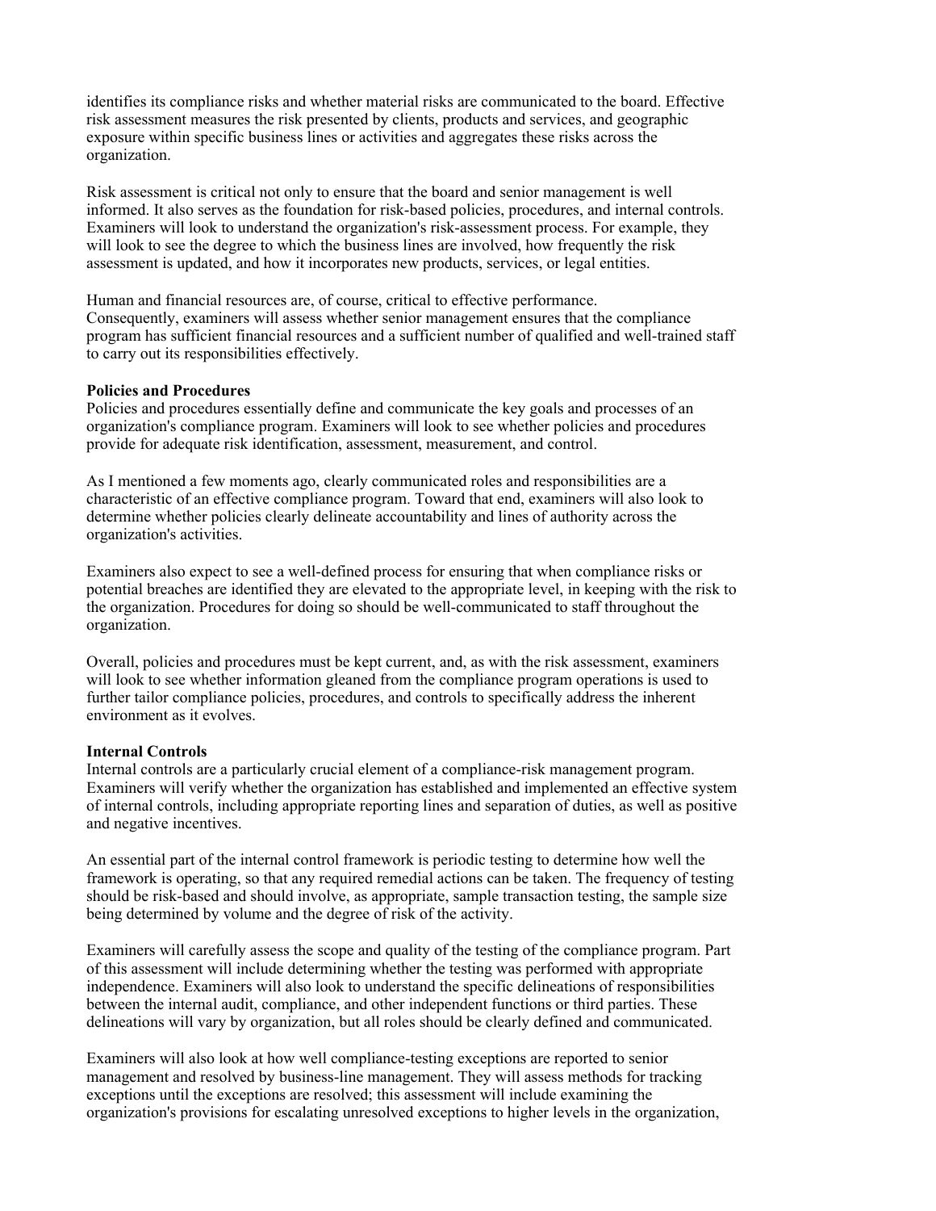identifies its compliance risks and whether material risks are communicated to the board. Effective risk assessment measures the risk presented by clients, products and services, and geographic exposure within specific business lines or activities and aggregates these risks across the organization.

Risk assessment is critical not only to ensure that the board and senior management is well informed. It also serves as the foundation for risk-based policies, procedures, and internal controls. Examiners will look to understand the organization's risk-assessment process. For example, they will look to see the degree to which the business lines are involved, how frequently the risk assessment is updated, and how it incorporates new products, services, or legal entities.

Human and financial resources are, of course, critical to effective performance. Consequently, examiners will assess whether senior management ensures that the compliance program has sufficient financial resources and a sufficient number of qualified and well-trained staff to carry out its responsibilities effectively.

**Policies and Procedures**
Policies and procedures essentially define and communicate the key goals and processes of an organization's compliance program. Examiners will look to see whether policies and procedures provide for adequate risk identification, assessment, measurement, and control.

As I mentioned a few moments ago, clearly communicated roles and responsibilities are a characteristic of an effective compliance program. Toward that end, examiners will also look to determine whether policies clearly delineate accountability and lines of authority across the organization's activities.

Examiners also expect to see a well-defined process for ensuring that when compliance risks or potential breaches are identified they are elevated to the appropriate level, in keeping with the risk to the organization. Procedures for doing so should be well-communicated to staff throughout the organization.

Overall, policies and procedures must be kept current, and, as with the risk assessment, examiners will look to see whether information gleaned from the compliance program operations is used to further tailor compliance policies, procedures, and controls to specifically address the inherent environment as it evolves.

**Internal Controls**
Internal controls are a particularly crucial element of a compliance-risk management program. Examiners will verify whether the organization has established and implemented an effective system of internal controls, including appropriate reporting lines and separation of duties, as well as positive and negative incentives.

An essential part of the internal control framework is periodic testing to determine how well the framework is operating, so that any required remedial actions can be taken. The frequency of testing should be risk-based and should involve, as appropriate, sample transaction testing, the sample size being determined by volume and the degree of risk of the activity.

Examiners will carefully assess the scope and quality of the testing of the compliance program. Part of this assessment will include determining whether the testing was performed with appropriate independence. Examiners will also look to understand the specific delineations of responsibilities between the internal audit, compliance, and other independent functions or third parties. These delineations will vary by organization, but all roles should be clearly defined and communicated.

Examiners will also look at how well compliance-testing exceptions are reported to senior management and resolved by business-line management. They will assess methods for tracking exceptions until the exceptions are resolved; this assessment will include examining the organization's provisions for escalating unresolved exceptions to higher levels in the organization,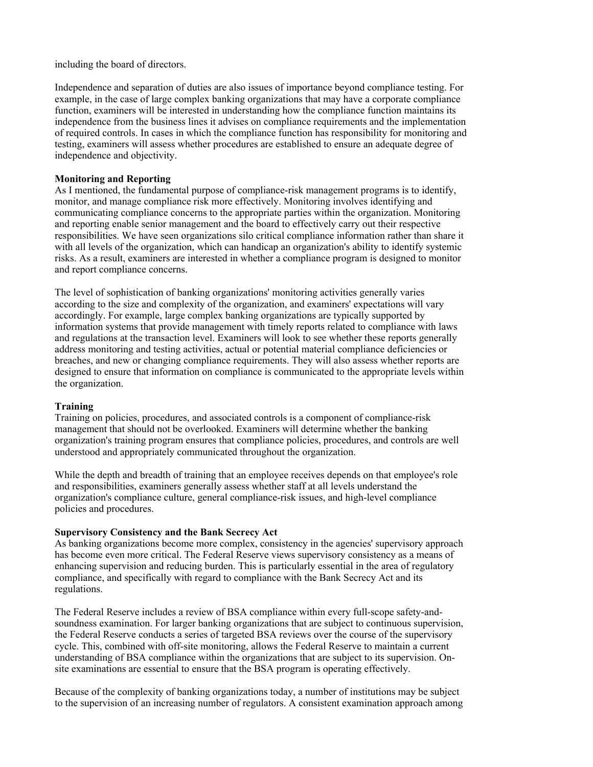including the board of directors.

Independence and separation of duties are also issues of importance beyond compliance testing. For example, in the case of large complex banking organizations that may have a corporate compliance function, examiners will be interested in understanding how the compliance function maintains its independence from the business lines it advises on compliance requirements and the implementation of required controls. In cases in which the compliance function has responsibility for monitoring and testing, examiners will assess whether procedures are established to ensure an adequate degree of independence and objectivity.

**Monitoring and Reporting**
As I mentioned, the fundamental purpose of compliance-risk management programs is to identify, monitor, and manage compliance risk more effectively. Monitoring involves identifying and communicating compliance concerns to the appropriate parties within the organization. Monitoring and reporting enable senior management and the board to effectively carry out their respective responsibilities. We have seen organizations silo critical compliance information rather than share it with all levels of the organization, which can handicap an organization's ability to identify systemic risks. As a result, examiners are interested in whether a compliance program is designed to monitor and report compliance concerns.

The level of sophistication of banking organizations' monitoring activities generally varies according to the size and complexity of the organization, and examiners' expectations will vary accordingly. For example, large complex banking organizations are typically supported by information systems that provide management with timely reports related to compliance with laws and regulations at the transaction level. Examiners will look to see whether these reports generally address monitoring and testing activities, actual or potential material compliance deficiencies or breaches, and new or changing compliance requirements. They will also assess whether reports are designed to ensure that information on compliance is communicated to the appropriate levels within the organization.

**Training**
Training on policies, procedures, and associated controls is a component of compliance-risk management that should not be overlooked. Examiners will determine whether the banking organization's training program ensures that compliance policies, procedures, and controls are well understood and appropriately communicated throughout the organization.

While the depth and breadth of training that an employee receives depends on that employee's role and responsibilities, examiners generally assess whether staff at all levels understand the organization's compliance culture, general compliance-risk issues, and high-level compliance policies and procedures.

**Supervisory Consistency and the Bank Secrecy Act**
As banking organizations become more complex, consistency in the agencies' supervisory approach has become even more critical. The Federal Reserve views supervisory consistency as a means of enhancing supervision and reducing burden. This is particularly essential in the area of regulatory compliance, and specifically with regard to compliance with the Bank Secrecy Act and its regulations.

The Federal Reserve includes a review of BSA compliance within every full-scope safety-and-soundness examination. For larger banking organizations that are subject to continuous supervision, the Federal Reserve conducts a series of targeted BSA reviews over the course of the supervisory cycle. This, combined with off-site monitoring, allows the Federal Reserve to maintain a current understanding of BSA compliance within the organizations that are subject to its supervision. On-site examinations are essential to ensure that the BSA program is operating effectively.

Because of the complexity of banking organizations today, a number of institutions may be subject to the supervision of an increasing number of regulators. A consistent examination approach among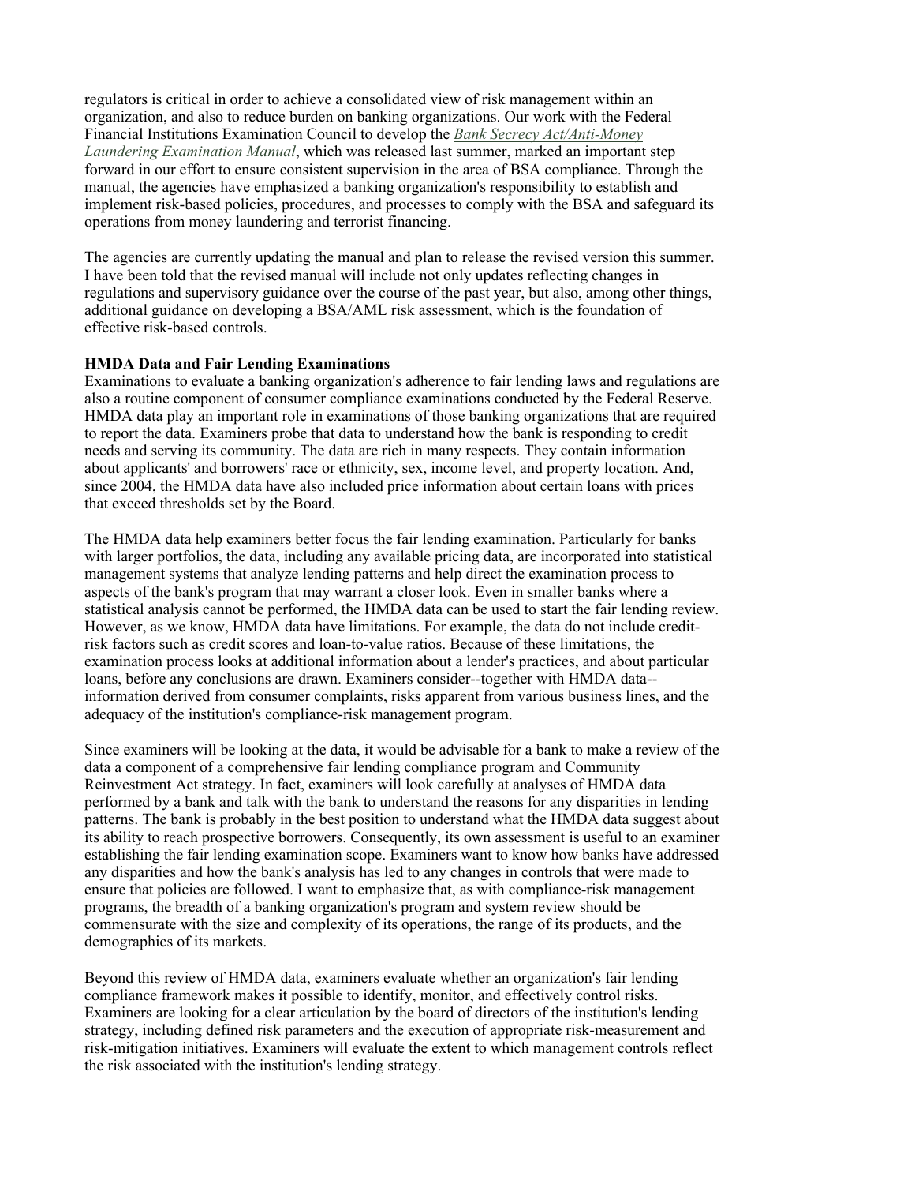regulators is critical in order to achieve a consolidated view of risk management within an organization, and also to reduce burden on banking organizations. Our work with the Federal Financial Institutions Examination Council to develop the *Bank Secrecy Act/Anti-Money Laundering Examination Manual*, which was released last summer, marked an important step forward in our effort to ensure consistent supervision in the area of BSA compliance. Through the manual, the agencies have emphasized a banking organization's responsibility to establish and implement risk-based policies, procedures, and processes to comply with the BSA and safeguard its operations from money laundering and terrorist financing.

The agencies are currently updating the manual and plan to release the revised version this summer. I have been told that the revised manual will include not only updates reflecting changes in regulations and supervisory guidance over the course of the past year, but also, among other things, additional guidance on developing a BSA/AML risk assessment, which is the foundation of effective risk-based controls.

**HMDA Data and Fair Lending Examinations**

Examinations to evaluate a banking organization's adherence to fair lending laws and regulations are also a routine component of consumer compliance examinations conducted by the Federal Reserve. HMDA data play an important role in examinations of those banking organizations that are required to report the data. Examiners probe that data to understand how the bank is responding to credit needs and serving its community. The data are rich in many respects. They contain information about applicants' and borrowers' race or ethnicity, sex, income level, and property location. And, since 2004, the HMDA data have also included price information about certain loans with prices that exceed thresholds set by the Board.

The HMDA data help examiners better focus the fair lending examination. Particularly for banks with larger portfolios, the data, including any available pricing data, are incorporated into statistical management systems that analyze lending patterns and help direct the examination process to aspects of the bank's program that may warrant a closer look. Even in smaller banks where a statistical analysis cannot be performed, the HMDA data can be used to start the fair lending review. However, as we know, HMDA data have limitations. For example, the data do not include credit-risk factors such as credit scores and loan-to-value ratios. Because of these limitations, the examination process looks at additional information about a lender's practices, and about particular loans, before any conclusions are drawn. Examiners consider--together with HMDA data--information derived from consumer complaints, risks apparent from various business lines, and the adequacy of the institution's compliance-risk management program.

Since examiners will be looking at the data, it would be advisable for a bank to make a review of the data a component of a comprehensive fair lending compliance program and Community Reinvestment Act strategy. In fact, examiners will look carefully at analyses of HMDA data performed by a bank and talk with the bank to understand the reasons for any disparities in lending patterns. The bank is probably in the best position to understand what the HMDA data suggest about its ability to reach prospective borrowers. Consequently, its own assessment is useful to an examiner establishing the fair lending examination scope. Examiners want to know how banks have addressed any disparities and how the bank's analysis has led to any changes in controls that were made to ensure that policies are followed. I want to emphasize that, as with compliance-risk management programs, the breadth of a banking organization's program and system review should be commensurate with the size and complexity of its operations, the range of its products, and the demographics of its markets.

Beyond this review of HMDA data, examiners evaluate whether an organization's fair lending compliance framework makes it possible to identify, monitor, and effectively control risks. Examiners are looking for a clear articulation by the board of directors of the institution's lending strategy, including defined risk parameters and the execution of appropriate risk-measurement and risk-mitigation initiatives. Examiners will evaluate the extent to which management controls reflect the risk associated with the institution's lending strategy.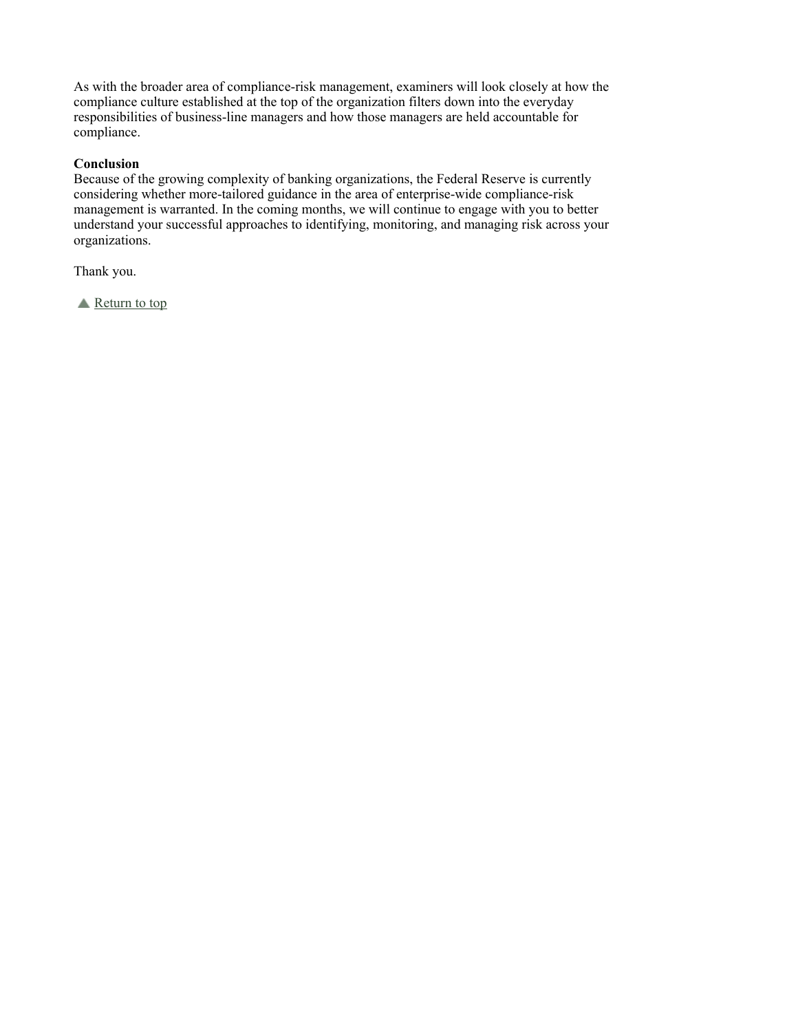As with the broader area of compliance-risk management, examiners will look closely at how the compliance culture established at the top of the organization filters down into the everyday responsibilities of business-line managers and how those managers are held accountable for compliance.

**Conclusion**

Because of the growing complexity of banking organizations, the Federal Reserve is currently considering whether more-tailored guidance in the area of enterprise-wide compliance-risk management is warranted. In the coming months, we will continue to engage with you to better understand your successful approaches to identifying, monitoring, and managing risk across your organizations.

Thank you.

▲ Return to top